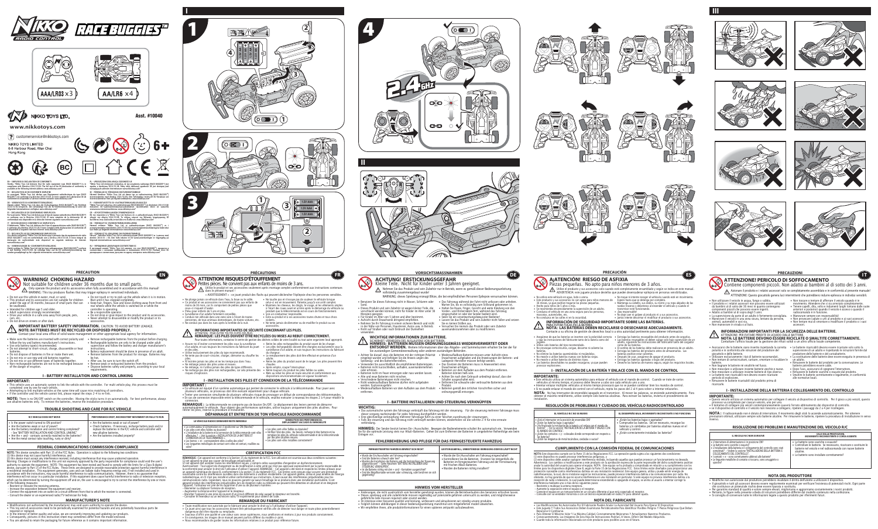# NIKKO RADIO CONTROL — RACE BUGGIES™

AAA/LR03 ×3

AA/LR6 ×4

NIKKO TOYS LTD.

www.nikkotoys.com

customerservice@nikkotoys.com

NIKKO TOYS LIMITED
6-8 Harbour Road, Wan Chai
Hong Kong

Asst. #10040

6+

EN – SIMPLIFIED EU DECLARATION OF CONFORMITY
Hereby, "Nikko Toys Ltd. declares that the radio equipment type [RACE BUGGIES™] is in compliance with Directive 2014/53/EU. The full text of the EU declaration of conformity is available at the following internet address: www.nikkotoys.com"

I

II

III

2.4GHz

---

## PRECAUTION (EN)

### WARNING! CHOKING HAZARD
Not suitable for children under 36 months due to small parts.

Only operate the product and its accessories when fully assembled and in accordance with this manual!

WARNING: This toy produces flashes that may trigger epilepsy in sensitized individuals.

- Do not use this vehicle in water, mud, or sand.
- This product and its accessories are not suitable for children under the age of 36 months, because of small parts that can be swallowed.
- Intended for children age 5 and older.
- Adult supervision strongly recommended.
- Drive your vehicle in a safe area away from people, pets, cars, etc.
- Do not drive on streets or after dark.
- Do not touch or try to pick up the vehicle when it is in motion. Wait until it has stopped completely.
- Keep hair, hands, feet and loose clothing away from front and rear wheels while the vehicle is switched on or while the controller is operating.
- Be a responsible operator.
- Do not drop or give impact to the product and its accessories.
- Never attempt to disassemble or modify the product or its accessories.

### IMPORTANT BATTERY SAFETY INFORMATION. CAUTION: TO AVOID BATTERY LEAKAGE.
**NOTE: BATTERIES MUST BE RECYCLED OR DISPOSED PROPERLY.**
Consult your local area office of solid waste management or other appropriate local agency for information.

- Make sure the batteries are inserted with correct polarity and follow the toy and battery manufacturer's instructions.
- Use only battery type(s) recommended.
- Do not attempt to short-circuit, charge, disassemble or heat batteries.
- Do not dispose of batteries in fire or make them wet.
- Do not mix or use new and old batteries together.
- Do not mix or use different types of batteries together.
- Non-rechargeable batteries are not to be recharged because of the danger of eruption.
- Remove rechargeable batteries from the product before charging.
- Rechargeable batteries are only to be charged under adult supervision and follow the battery and charger manufacturer's instructions.
- Battery replacement should be done in presence of an adult.
- Remove batteries from the product for storage. Batteries may be hot.
- After use, be sure to turn the switch OFF.
- Remove weak or exhausted batteries from the product.
- Dispose of batteries legally and properly, according to your local requirements.

### I - BATTERY INSTALLATION AND CONTROL LINKING
**IMPORTANT:**
- This vehicle uses an automatic system to link the vehicle with the controller. For multi vehicle play, this process must be completed one by one for each vehicle.
- Attempting to link multiple vehicles at the same time will cause mis-matching of controllers.
- If the controller and the vehicle cannot link, please repeat the steps 2~4 to re-link.

**NOTE:** There is no ON/OFF switch on the controller. Moving the sticks turns it on automatically. For best performances, always use alkaline batteries only. To remove the batteries, reverse the installation procedure.

### TROUBLE SHOOTING AND CARE FOR R/C VEHICLE

| R/C VEHICLE DOES NOT MOVE | POOR PERFORMANCE/ INCONSISTENT MOVEMENT OR FAILS TO RUN |
|---|---|
| • Is the power switch turned to ON position?<br>• Are the batteries weak or out of power?<br>• Are the batteries installed and control linking completed? – See "BATTERY INSTALLATION AND CONTROL LINKING".<br>• Are the + and – contacts correctly matched to the batteries?<br>• Are the metal contact tabs touching, rusty or dirty? | • Are the batteries weak or out of power?<br>• Check batteries. If necessary, recharge battery pack and/or replace the batteries in the R/C vehicle and controller with new alkaline batteries.<br>• Are the batteries installed properly? |

### FEDERAL COMMUNICATIONS COMMISSION COMPLIANCE
**NOTE:** This device complies with Part 15 of the FCC Rules. Operation is subject to the following two conditions: (1) this device may not cause harmful interference, and (2) this device must accept any interference received, including interference that may cause undesired operation.

Warning: Changes or modifications to this unit not expressly approved by the party responsible for compliance could void the user's authority to operate the equipment. NOTE: This equipment has been tested and found to comply with the limits for a Class B digital device, pursuant to Part 15 of the FCC Rules. These limits are designed to provide reasonable protection against harmful interference in a residential installation. This equipment generates, uses and can radiate radio frequency energy and, if not installed and used in accordance with the instructions, may cause harmful interference to radio communications. However, there is no guarantee that interference will not occur in a particular installation. If this equipment does cause harmful interference to radio or television reception, which can be determined by turning the equipment off and on, the user is encouraged to try to correct the interference by one or more of the following measures:
- Reorient or relocate the receiving antenna.
- Increase the separation between the equipment and receiver.
- Connect the equipment into an outlet on a circuit different from that to which the receiver is connected.
- Consult the dealer or an experienced radio/TV technician for help.

### MANUFACTURER'S NOTE
- Modifications not authorized by the manufacturer may void users authority to operate the device.
- This toy and all accessories need to be periodically examined for potential hazards and any potentially hazardous parts be repaired or replaced.
- In the interest of their quality and value, we are constantly improving and updating our products.
- Consequently, pictures in this instruction sheet may sometimes differ from the model enclosed.
- You are advised to retain the packaging for future reference as it contains important information.

---

## PRÉCAUTIONS (FR)

### ATTENTION! RISQUES D'ÉTOUFFEMENT
Petites pièces. Ne convient pas aux enfants de moins de 3 ans.

Utilisez le produit et ses accessoires seulement après montage complet conformément aux instructions contenues dans le présent manuel !

AVERTISSEMENT : ce jouet produit des flashs qui peuvent déclencher l'épilepsie chez les personnes sensibles.

- Ne plongez jamais ce véhicule dans l'eau, la boue ou le sable.
- Ce produit et ses accessoires ne conviennent pas aux enfants de moins de 36 mois, car ils comportent de petites pièces que ceux-ci risquent d'avaler.
- Conçu pour enfants de 5 ans et plus.
- Surveillance d'un adulte fortement conseillée.
- Conduis ton véhicule dans une zone sûre, à l'écart de toutes personnes, de tous animaux domestiques, de toutes voitures, etc.
- Ne conduis pas dans les rues après la tombée de la nuit.
- Ne touche pas et n'essaie pas de soulever le véhicule lorsque celui-ci est en mouvement. Patiente jusqu'à son arrêt complet.
- Maintenir les cheveux, les doigts, les pieds et les vêtements amples à l'écart des roues avant et arrière après le démarrage du véhicule ou pendant que la télécommande est en cours de fonctionnement.
- Sois un conducteur responsable.
- Évite que ce produit et ses accessoires soient chutés et subissent des chocs violents.
- Ne tente jamais de démonter ou de modifier le produit ou ses accessoires.

### INFORMATIONS IMPORTANTES DE SÉCURITÉ CONCERNANT LES PILES.
ATTENTION : POUR ÉVITER TOUTE FUITE DES PILES.
**REMARQUE : LES PILES DOIVENT ÊTRE RECYCLÉES OU MISES AU REBUT CORRECTEMENT.**
Pour toutes informations, contactez le centre de gestion des déchets solides de votre localité ou toute autre organisme local approprié.

- Assurez-vous d'insérer correctement les piles selon la polarité et suivez les instructions du fabricant du jouet et des piles.
- Utilisez exclusivement des piles du type recommandé.
- Ne tentez pas de court-circuiter, charger, démonter ou chauffer les piles.
- N'incinérez jamais les piles et ne les trempez pas dans l'eau.
- Ne mélangez jamais des piles usées et neuves.
- Ne mélangez jamais des piles de types différents.
- Ne rechargez pas des piles non rechargeables, car cela présente des risques d'explosion.
- Retirez les piles rechargeables du produit avant de les charger.
- Les piles rechargeables doivent être chargées exclusivement sous la surveillance d'un adulte, en suivant les instructions du fabricant du chargeur.
- Le remplacement des piles doit être effectué en présence d'un adulte.
- Retirez les piles du produit avant de le ranger. Les piles peuvent être chaudes.
- Après emploi, coupez l'interrupteur.
- Retirez toujours du produit les piles faibles ou usées.
- Mettez au rebut les piles et le jouet conformément aux dispositions environnementales en vigueur localement.

### I - INSTALLATION DES PILES ET CONNEXION DE LA TÉLÉCOMMANDE
**IMPORTANT :**
- Ce véhicule est équipé d'un système automatique qui permet de connecter le véhicule à la télécommande. Pour jouer avec plusieurs véhicules, ce processus doit être exécuté séparément pour chaque véhicule.
- Tenter une connexion simultanée de plusieurs véhicules risque de provoquer un défaut de correspondance des télécommandes.
- Si vous ne parvenez pas à connecter la télécommande et le véhicule, veuillez recopier à nouveau les étapes 2 à 4 pour rétablir la connexion.

**REMARQUE :** La télécommande ne comporte pas de bouton On/Off. Le déplacement des leviers permet de démarrer automatiquement le véhicule. Pour obtenir des performances optimales, utilisez toujours uniquement des piles alcalines. Pour retirer les piles, inversez la procédure d'installation.

### DÉPANNAGE ET ENTRETIEN DE TON VÉHICULE RADIOCOMMANDÉ

| LE VÉHICULE RADIOCOMMANDÉ RESTE IMMOBILE | DIMINUTION DES PERFORMANCES, DÉPLACEMENT SACCADÉ OU IMMOBILITÉ |
|---|---|
| • Le commutateur d'alimentation est-il positionné sur ON (Marche) ?<br>• Les piles sont-elles faibles ou épuisées ?<br>• L'installation de la batterie et la connexion de la télécommande sont-elles effectuées ? – Voir la section « INSTALLATION DE LA BATTERIE ET CONNEXION DE LA TÉLÉCOMMANDE ».<br>• Les bornes + et – correspondent-elles à celles des piles ?<br>• Les languettes métalliques de contact sont-elles en contact, rouillées ou sales ? | • Les piles sont-elles faibles ou épuisées ?<br>• Vérifiez l'état des piles. Au besoin, rechargez la batterie et/ou remplacez les piles du véhicule radiocommandé et de la télécommande par des piles alcalines neuves.<br>• Les piles sont-elles installées correctement ? |

### CERTIFICATION FCC
**REMARQUE :** Cet appareil est conforme à la Section 15 du règlement de la FCC. Son utilisation est soumise aux deux conditions suivantes : (1) cet appareil ne peut pas causer de brouillage préjudiciable, et (2) cet appareil doit accepter toute interférence reçue, y compris celles susceptibles d'engendrer un dysfonctionnement. Avertissement : Tout apport de changements ou de modifications à cette unité qui n'est pas approuvé expressément par la partie responsable de la conformité peut annuler le droit de l'utilisateur d'utiliser l'équipement. REMARQUE : Cet appareil a été testé et trouvé conforme aux limites pour un appareil numérique de classe B, conformément à la partie 15 du règlement FCC. Ces limites sont conçues pour assurer une protection raisonnable contre les interférences nuisibles dans les installations résidentielles. Cet appareil génère, utilise et peut émettre de l'énergie radioélectrique, et s'il n'est pas installé et utilisé conformément aux instructions, il peut provoquer des interférences préjudiciables pour les communications radio. Cependant, nous ne pouvons garantir qu'aucune interférence ne se produira dans une installation particulière. Si cet appareil produit des interférences préjudiciables lors de réception radio ou télévision (ce qui peut être déterminé en éteignant et rallumant l'appareil), l'utilisateur est prié de les éliminer d'une des manières suivantes :
- Réorienter ou déplacer l'antenne de réception.
- Augmenter la distance entre l'appareil et le récepteur.
- Brancher l'appareil à une prise de courant différente de celle à laquelle le récepteur est branché.
- Consulter le revendeur ou un technicien radio/TV expérimenté pour obtenir de l'aide.

### REMARQUE DU FABRICANT
- Toute modification non autorisée par le fabricant peut annuler le droit de l'utilisateur à utiliser l'appareil.
- Ce jouet ainsi que tous les accessoires fournis doivent être périodiquement vérifiés afin de détecter tout danger et toute pièce potentiellement dangereuse doit être réparée ou remplacée.
- Soucieux d'offrir une qualité et une valeur sans cesse supérieures, nous améliorons et mettons à jour nos produits constamment.
- En conséquence, les images de ce manuel peuvent parfois différer du modèle ci-joint.
- Nous vous recommandons de garder toutes les informations relatives à ce produit pour référence future.

---

## VORSICHTSMASSNAHMEN (DE)

### ACHTUNG! ERSTICKUNGSGEFAHR
Kleine Teile. Nicht für Kinder unter 3 Jahren geeignet.

Nehmen Sie das Produkt und sein Zubehör nur in Betrieb, wenn es gemäß dieser Bedienungsanleitung vollständig zusammengebaut wurde!

WARNUNG: dieses Spielzeug erzeugt Blitze, die bei empfindlichen Personen Epilepsie verursachen können.

- Benutzen Sie dieses Fahrzeug nicht in Wasser, Schlamm oder Sand.
- Dieses Produkt und sein Zubehör ist wegen kleiner Teile, die verschluckt werden können, nicht für Kinder im Alter unter 36 Monaten geeignet.
- Für Kinder im Alter von 5 Jahren und älter bestimmt.
- Aufsicht durch Erwachsene dringend empfohlen.
- Nehmen Sie Ihr Fahrzeug in einem sicheren Bereich und nicht in der Nähe von Personen, Haustieren, Autos usw. in Betrieb.
- Nicht auf Straßen oder nach Einbruch der Dunkelheit verwenden.
- Das Fahrzeug während der Fahrt nicht anfassen oder anheben. Warten Sie, bis es vollständig zum Stillstand gekommen ist.
- Halten Sie Haare, Finger, Gesicht und weite Kleidung von den Vorder- und Hinterrädern fern, während das Fahrzeug eingeschaltet ist oder der Sender bedient wird.
- Seien Sie ein verantwortungsbewusster Bediener!
- Lassen Sie das Produkt und sein Zubehör nicht fallen und setzen Sie es keinen Stößen aus.
- Versuchen Sie niemals das Produkt oder sein Zubehör auseinanderzunehmen oder zu modifizieren.

### WICHTIGE INFORMATIONEN ZUR BATTERIE.
VORSICHT: VERMEIDEN SIE DAS AUSLAUFEN DER BATTERIEN.
**HINWEIS: BATTERIEN MÜSSEN ORDNUNGSGEMÄSS WIEDERVERWERTET ODER ENTSORGT WERDEN.** Weitere Informationen über das Altgeräte- und Sammelsystem erhalten Sie bei der für Sie zuständigen Gemeindeverwaltung oder anderen zuständigen Behörden.

- Achten Sie darauf, dass die Batterien mit der richtigen Polarität eingelegt wurden und befolgen Sie die Anweisungen des Spielzeug- und des Batterieherstellers.
- Verwenden Sie ausschließlich die empfohlenen Batterietypen.
- Batterien nicht kurzschließen, aufladen, auseinandernehmen oder erhitzen.
- Batterien nicht im Feuer entsorgen oder nass werden lassen.
- Alte und neue Batterien nicht mischen.
- Verschiedene Batterietypen nicht mischen.
- Nicht wiederaufladbare Batterien dürfen nicht aufgeladen werden. Explosionsgefahr.
- Wiederaufladbare Batterien vor dem Aufladen aus dem Produkt entfernen.
- Wiederaufladbare Batterien dürfen nur unter Aufsicht von Erwachsenen aufgeladen und die Anweisungen der Batterie- und Ladegerät-Hersteller müssen befolgt werden.
- Das Ersetzen der Batterien muss in Anwesenheit eines Erwachsenen erfolgen.
- Batterien vor dem Aufladen aus dem Produkt entfernen. Batterien können heiß sein.
- Nach dem Gebrauch unbedingt darauf, dass der Schalter ausgeschaltet wird.
- Entfernen Sie schwache oder erschöpfte Batterien aus dem Produkt.
- Batterien gemäß den örtlichen Vorschriften sicher und ordnungsgemäß entsorgen.

### I - BATTERIE INSTALLATION UND STEUERUNG VERKNÜPFEN
**WICHTIG:**
- Das automatische System des Fahrzeugs verknüpft das Fahrzeug mit der Steuerung. Für die Steuerung mehrerer Fahrzeuge muss dieser Vorgang nacheinander für jedes Fahrzeug durchgeführt werden.
- Eine gleichzeitige Verknüpfung mehrerer Fahrzeuge führt zu einer falschen Zuordnung der Steuerungen.
- Falls Ihre Steuerung und das Fahrzeug nicht verknüpft werden können, wiederholen sie die Schritte 2~4 für eine erneute Verbindung.

**HINWEIS:** Der Sender besitzt keinen Ein-/Ausschalter. Bewegen der Bedienelemente schaltet ihn automatisch ein. Verwenden Sie für die optimale Leistung stets nur Alkali-Batterien. Gehen Sie zum Entfernen der Batterien in umgekehrter Reihenfolge wie beim Einlegen vor.

### FEHLERBEHEBUNG UND PFLEGE FÜR DAS FERNGESTEUERTE FAHRZEUG

| FERNGESTEUERTES FAHRZEUG BEWEGT SICH NICHT | LEISTUNGSABFALL, UNBESTÄNDIGE BEWEGUNG ODER AUSFALL |
|---|---|
| • Wurde der Ein/Ausschalter am Fahrzeug eingeschaltet?<br>• Sind die Batterien schwach oder leer?<br>• Wurden die Installation der Batterie und die Verknüpfung der Steuerung abgeschlossen? – Siehe „BATTERIE INSTALLATION UND STEUERUNG VERKNÜPFEN".<br>• Sind die Kontakte + und – richtig mit den Batterien verbunden?<br>• Sind die Metallkontaktlaschen verbogen, rostig oder verschmutzt? | • Wurde der Ein/Ausschalter am Fahrzeug eingeschaltet?<br>• Kontrollieren Sie die Batterien. Ersetzen Sie notfalls die Batterien in ferngesteuertem Fahrzeug und der Fernsteuerung mit neuen Alkali-Batterien.<br>• Wurden die Batterien richtig installiert? |

### HINWEIS VOM HERSTELLER
- Änderungen, die nicht ausdrücklich vom Hersteller genehmigt wurden, können die Betriebserlaubnis des benutzers erlöschen lassen.
- Dieses Spielzeug und alle zugehörende Zubehör regelmäßig auf potenzielle gefahren untersucht und gegebenenfalls gefährliche teile müssen repariert oder ersetzt werden.
- Im Interesse einer besseren Qualität und Leistung, verbessern und aktualisieren wir unsere Produkte ständig.
- Folglich können die Abbildungen in dieser Bedienungsanleitung manchmal vom mitgelieferten Modell abweichen.
- Wir empfehlen Ihnen, die Produktinformationen für einen späteren Zeitpunkt aufzubewahren.

---

## PRECAUCIÓN (ES)

### ¡ATENCIÓN! RIESGO DE ASFIXIA
Piezas pequeñas. No apto para niños menores de 3 años.

Utilice el producto y sus accesorios sólo cuando esté completamente ensamblado y según se indica en este manual.

ADVERTENCIA: este juguete produce destellos que pueden desencadenar epilepsia en personas sensibilizadas.

- No utilice este vehículo en agua, lodo o arena.
- Este producto y sus accesorios no son aptos para niños menores de 36 meses, ya que poseen piezas pequeñas que podrían tragarse.
- Hecho para niños de 5 años o más.
- Se recomienda encarecidamente la supervisión de un adulto.
- Conduce el vehículo en una zona segura lejos de personas, mascotas, automóviles, etc.
- No conduzcas en las calles ni en la oscuridad.
- No toques ni intentes recoger el vehículo cuando esté en marcha. Espera hasta que se detenga por completo.
- Mantenga su cabello, sus dedos, su rostro y su ropa alejados de las ruedas traseras y delanteras al encender el vehículo o cuando el transmisor esté funcionando.
- ¡Sea responsable!
- No deje caer ni golpee el producto ni a sus accesorios.
- Jamás intente desarmar ni modificar el producto o sus accesorios.

### INFORMACIÓN DE SEGURIDAD IMPORTANTE SOBRE LAS BATERÍAS.
PARA EVITAR FUGAS EN LA BATERÍA.
**NOTA: LAS BATERÍAS DEBEN RECICLARSE O DESECHARSE ADECUADAMENTE.**
Contacte a su oficina de gestión de desechos local o a otra autoridad pertinente para obtener información.

- Asegúrese de que las baterías se inserten con la polaridad correcta y siga las instrucciones del fabricante tanto de la batería como del juguete.
- Utilice sólo baterías del tipo recomendado.
- No provoque cortocircuitos, cargue, desarme ni caliente las baterías.
- No arroje las baterías al fuego ni las moje.
- No mezcle ni utilice baterías nuevas con baterías viejas.
- No mezcle ni utilice baterías de distintos tipos.
- Las baterías desechables no pueden recargarse, ya que pueden provocar explosiones.
- Extraiga las baterías recargables del producto antes de cargarlas.
- Las baterías recargables se deben cargar solo bajo supervisión de un adulto, siguiendo las instrucciones del fabricante del cargador como de la batería.
- El cambio de las baterías debe realizarse en presencia de un adulto.
- Extraiga las baterías del producto antes de almacenarlo. Las baterías podrían estar calientes.
- Después de usar, asegúrese de apagar el producto.
- Extraiga las baterías agotadas o bajas del producto.
- Deseche las baterías de manera segura, según las regulaciones locales.

### I - INSTALACIÓN DE LA BATERÍA Y ENLACE CON EL MANDO DE CONTROL
**IMPORTANTE:**
- Este vehículo utiliza un sistema automático para enlazar el vehículo con el mando de control. Cuando se trate de varios vehículos al mismo tiempo, el proceso debe llevarse a cabo con cada vehículo uno a uno.
- Intentar enlazar múltiples vehículos al mismo tiempo provocará que no se puedan controlar bien los mandos de control.
- Si no puede enlazar el mando de control con el vehículo, repita los pasos de 2 a 4 para volver a intentarlo.

**NOTA:** No hay interruptor de encendido/apagado en el transmisor. Al mover las palancas, se enciende automáticamente. Para obtener el mejor rendimiento, utilice siempre baterías alcalinas. Para extraer las baterías, invierta el procedimiento de instalación.

### RESOLUCIÓN DE PROBLEMAS Y CUIDADO DEL VEHÍCULO RADIOCONTROLADO

| EL VEHÍCULO R/C NO SE MUEVE | EL DESEMPEÑO BAJA, MOVIMIENTO INCONSISTANTE O NO FUNCIONA |
|---|---|
| • ¿Está el interruptor en la posición de encendido ON?<br>• ¿Están las baterías bajas o agotadas?<br>• ¿Ha finalizado la instalación de la batería y el enlace con el mando de control? – Vea la sección "INSTALACIÓN DE LA BATERÍA Y ENLACE CON EL MANDO DE CONTROL".<br>• ¿Están los contactos + y – colocados donde corresponde con respecto a la batería?<br>• ¿Están las lengüetas de metal tocándose, oxidadas o sucias? | • ¿Están las baterías bajas o agotadas?<br>• Compruebe las baterías. De ser necesario, recargue las baterías y/o cámbielas por baterías alcalinas nuevas en el vehículo y control.<br>• ¿Están correctamente instaladas las baterías? |

### CUMPLIMIENTO CON LA COMISIÓN FEDERAL DE COMUNICACIONES
**NOTA:** Este dispositivo cumple con la Parte 15 de las Regulaciones FCC. La operación queda sujeta a las siguientes dos condiciones: (1) este dispositivo no puede provocar interferencias perjudiciales y (2) este dispositivo debe aceptar cualquier interferencia recibida, incluyendo aquellas que puedan provocar un funcionamiento no deseado. Advertencia: Los cambios o modificaciones a este producto sin la aprobación expresa de la parte responsable del cumplimiento podrían anular la autoridad del usuario para operar el equipo. NOTA: Este equipo ha sido probado y comprobado que cumple con los límites para los dispositivos digitales Clase B, según la Parte 15 de las Regulaciones FCC. Estos límites están diseñados para proporcionar una protección razonable contra interferencias dañinas en una instalación residencial. Este equipo genera, utiliza y puede emitir energía de radiofrecuencia, y si no se instala y utiliza según las instrucciones, puede provocar interferencias dañinas en las radiocomunicaciones. Sin embargo, no hay garantía de que no ocurra interferencia en una instalación en particular. Si este equipo provoca interferencia dañina en la recepción de radio o televisión, lo cual puede determinarse encendiendo y apagando el equipo, se recomienda al usuario que intente corregir la interferencia mediante una o más de las siguientes medidas:
- Reoriente o reubique la antena receptora.
- Aumente la separación entre el equipo y el receptor.
- Conecte el equipo en un tomacorriente en un circuito distinto al que esté conectado el receptor.
- Consulte con su vendedor o un técnico experimentado en radio/TV para obtener ayuda.

### NOTA DEL FABRICANTE
- Las Modificaciones No Autorizadas Por El Fabricante Pueden Anular La Autoridad Del Usuario Para Operar El Dispositivo.
- Este Juguete Y Todos Sus Accesorios Deben Examinarse Periódicamente Para Identificar Posibles Peligros Y Piezas Peligrosas Que Deban Repararse O Cambiarse.
- Para Obtener El Máximo Valor Y La Máxima Calidad, Constantemente Mejoramos Y Actualizamos Nuestros Productos.
- Consecuentemente, Las Imágenes De Esta Hoja De Instrucciones Podrían, A Veces, Diferir Del Modelo Adjuntado.
- Guarde toda la información relacionada con este producto para posibles usos en el futuro.

---

## PRECAUZIONI (IT)

### ATTENZIONE! PERICOLO DI SOFFOCAMENTO
Contiene componenti piccoli. Non adatto ai bambini al di sotto dei 3 anni.

Azionare il prodotto e i relativi accessori solo se completamente assemblato e in conformità al presente manuale!

ATTENZIONE: Questo giocattolo genera luci intermittenti che potrebbero indurre epilessia in individui sensibili.

- Non utilizzare il veicolo in acqua, fango o sabbia.
- Il prodotto e i relativi accessori non possono essere utilizzati da bambini al di sotto dei 36 mesi in quanto contengono componenti piccoli che possono essere ingeriti.
- Adatto a bambini al di sopra degli 5 anni.
- La supervisione da parte di un adulto è fortemente consigliata.
- Manovrare il veicolo in una zona sicura, lontano da persone, animali, automobili e così via.
- Non manovrare in strada o al buio.
- Non toccare o tentare di afferrare il veicolo quando è in movimento. Attendere che si sia arrestato completamente.
- Tenere capelli, dita, volto e indumenti larghi lontano dalle ruote anteriori e posteriori quando il veicolo è acceso o quando il radiocomando è in funzione.
- Manovrare sempre con responsabilità!
- Non provocare cadute o urti al prodotto e ai suoi accessori.
- Non tentare mai di smontare o modificare il prodotto o i suoi accessori.

### INFORMAZIONI IMPORTANTI PER LA SICUREZZA DELLE BATTERIE.
ATTENZIONE: PER EVITARE PERDITE DI LIQUIDO DALLE BATTERIE.
**NOTA: LE BATTERIE DEVONO ESSERE RICICLATE O SMALTITE CORRETTAMENTE.**
Contattare l'ufficio locale per la gestione dei rifiuti solidi o un altro ufficio locale competente.

- Assicurarsi che le batterie siano inserite rispettando la corretta polarità e le istruzioni del produttore del giocattolo e delle batterie.
- Utilizzare esclusivamente i tipi di batterie raccomandati.
- Non mettere in cortocircuito, caricare, smontare o riscaldare le batterie.
- Non bagnare le batterie né smaltirle nel fuoco.
- Non mescolare o utilizzare insieme batterie vecchie e nuove.
- Non mescolare o utilizzare insieme batterie di tipo diverso.
- Le batterie non ricaricabili non devono essere ricaricate perché si potrebbero rompere.
- Rimuovere le batterie ricaricabili dal prodotto prima di ricaricarle.
- Le batterie ricaricabili devono essere ricaricate solo sotto la supervisione di un adulto e rispettando le istruzioni fornite dal produttore delle batterie e del caricabatterie.
- La sostituzione delle batterie deve essere eseguita in presenza di un adulto.
- Rimuovere le batterie dal prodotto per la conservazione. Le batterie potrebbero essere calde.
- Dopo l'uso, assicurarsi di spegnere l'interruttore.
- Rimuovere le batterie scariche o esaurite dal prodotto.
- Smaltire le batterie correttamente e legalmente, in conformità alle normative locali.

### I - INSTALLAZIONE DELLA BATTERIA E COLLEGAMENTO DEL CONTROLLO
**IMPORTANTE:**
- Questo veicolo utilizza un sistema automatico per collegare il veicolo al dispositivo di controllo. Per il gioco a più veicoli, questo processo va completato per ciascun veicolo, uno per uno.
- Il tentativo di collegare più veicoli contemporaneamente causerà l'errata abbinamento dei dispositivi di controllo.
- Se il dispositivo di controllo e il veicolo non riescono a collegarsi, ripetere i passaggi da 2 a 4 per ricollegarli.

**NOTA:** Il radiocomando non è dotato di interruttore. Il movimento degli stick lo accende automaticamente. Per ottenere prestazioni ottimali, utilizzare sempre batterie alcaline. Per rimuovere le batterie, invertire la procedura di installazione descritta in precedenza.

### RISOLUZIONE DEI PROBLEMI E MANUTENZIONE DEL VEICOLO R/C

| IL VEICOLO R/C NON SI MUOVE | CALO DELLE PRESTAZIONI/ MOVIMENTO INCOSTANTE O CORSA ASSENTE |
|---|---|
| • L'interruttore di alimentazione è in posizione ON?<br>• Le batterie sono scariche o esauste?<br>• L'installazione della batteria e il collegamento del controllo sono stati completati? – Vedere la sezione "INSTALLAZIONE DELLA BATTERIA E COLLEGAMENTO DEL CONTROLLO".<br>• I contatti + e – sono correttamente allineati alle batterie?<br>• Le linguette metalliche di contatto sono piegate, arrugginite o sporche? | • Le batterie sono scariche o esauste?<br>• Controllare le batterie. Se necessario, ricaricare o sostituire le batterie nel veicolo e nel radiocomando con nuove batterie alcaline.<br>• Le batterie sono installate correttamente? |

### NOTA DEL PRODUTTORE
- Modifiche non autorizzate dal produttore potrebbero invalidare il diritto dell'utente a utilizzare il dispositivo.
- Il giocattolo e tutti gli accessori devono essere regolarmente esaminati per verificare l'esistenza di potenziali rischi. Ogni parte che costituisce un potenziale rischio deve essere riparata o sostituita.
- Per garantire standard di qualità e valore sempre elevati, miglioriamo e aggiorniamo costantemente i nostri prodotti.
- Pertanto, le figure nella presente scheda di istruzioni potrebbero differire dal modello contenuto nella confezione.
- Si consiglia di conservare tutte le informazioni legate a questo prodotto per riferimenti futuri.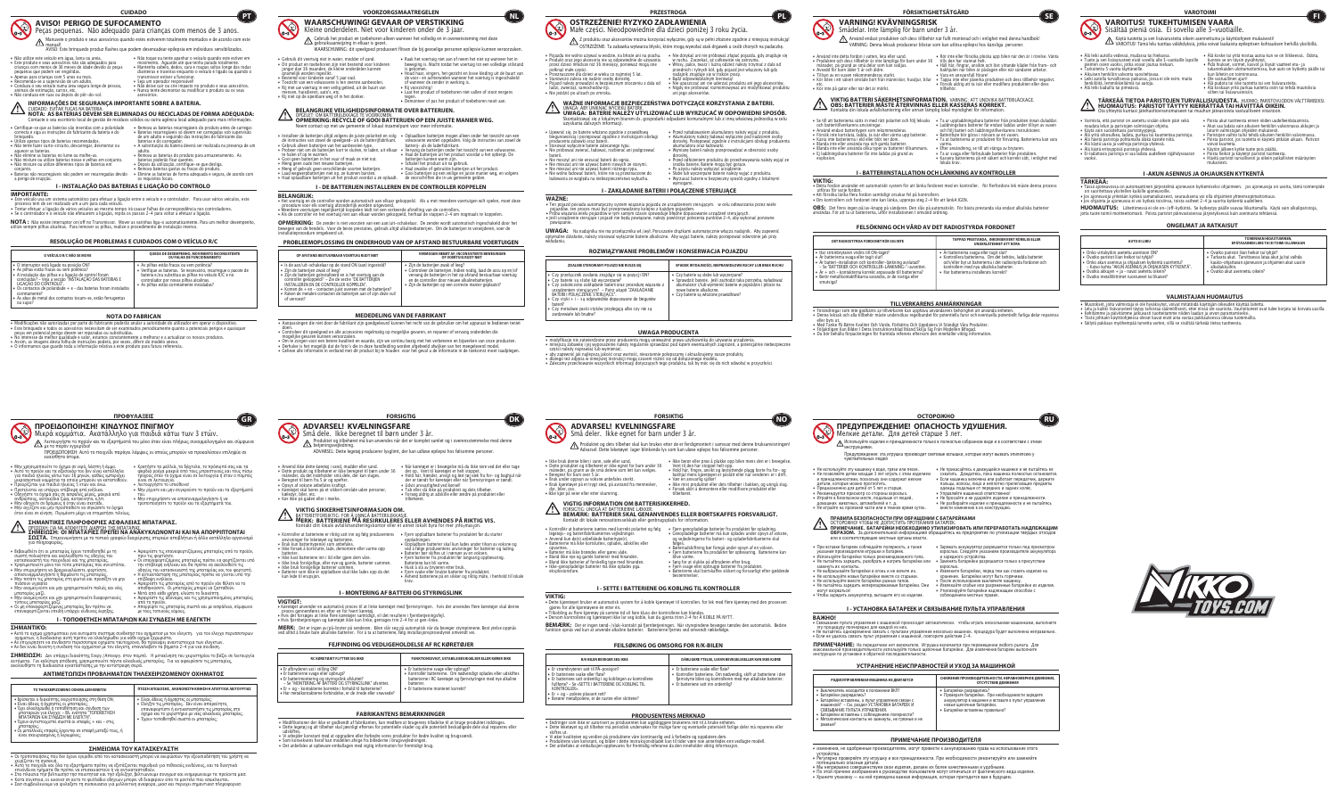# CUIDADO

## AVISO! PERIGO DE SUFOCAMENTO

Peças pequenas. Não adequado para crianças com menos de 3 anos.

### INFORMAÇÕES DE SEGURANÇA IMPORTANTE SOBRE A BATERIA.

### I - INSTALAÇÃO DAS BATERIAS E LIGAÇÃO DO CONTROLO

### RESOLUÇÃO DE PROBLEMAS E CUIDADOS COM O VEÍCULO R/C

### NOTA DO FABRICAN

# VOORZORGSMAATREGELEN

## WAARSCHUWING! GEVAAR OP VERSTIKKING

Kleine onderdelen. Niet voor kinderen onder de 3 jaar.

### BELANGRIJKE VEILIGHEIDSINFORMATIE OVER BATTERIJEN.

### I - DE BATTERIJEN INSTALLEREN EN DE CONTROLLER KOPPELEN

### PROBLEEMOPLOSSING EN ONDERHOUD VAN OP AFSTAND BESTUURBARE VOERTUIGEN

### MEDEDELING VAN DE FABRIKANT

# PRZESTROGA

## OSTRZEŻENIE! RYZYKO ZADŁAWIENIA

Małe części. Nieodpowiednie dla dzieci poniżej 3 roku życia.

### WAŻNE INFORMACJE BEZPIECZEŃSTWA DOTYCZĄCE KORZYSTANIA Z BATERII.

### I - ZAKŁADANIE BATERII I POŁĄCZENIE STERUJĄCE

### ROZWIĄZYWANIE PROBLEMÓW I KONSERWACJA POJAZDU

### UWAGA PRODUCENTA

# FÖRSIKTIGHETSÅTGÄRD

## VARNING! KVÄVNINGSRISK

Smådelar. Inte lämplig för barn under 3 år.

### VIKTIG BATTERI SÄKERHETSINFORMATION.

### I - BATTERIINSTALLATION OCH KOPPLING AV KONTROLLER

### FELSÖKNING OCH VÅRD AV DET RADIOSTYRDA FORDONET

### TILLVERKARENS ANMÄRKNINGAR

# VAROTOIMI

## VAROITUS! TUKEHTUMISEN VAARA

Sisältää pieniä osia. Ei sovellu alle 3-vuotiaille.

### TÄRKEÄÄ TIETOA PARISTOJEN TURVALLISUUDESTA.

### I - AKUN ASENNUS JA OHJAUKSEN KYTKENTÄ

### ONGELMAT JA RATKAISUT

### VALMISTAJAN HUOMAUTUS

# ΠΡΟΦΥΛΑΞΕΙΣ

## ΠΡΟΕΙΔΟΠΟΙΗΣΗ! ΚΙΝΔΥΝΟΣ ΠΝΙΓΜΟΥ

Μικρά κομμάτια. Ακατάλληλο για παιδιά κάτω των 3 ετών.

### ΣΗΜΑΝΤΙΚΕΣ ΠΛΗΡΟΦΟΡΙΕΣ ΑΣΦΑΛΕΙΑΣ ΜΠΑΤΑΡΙΑΣ.

### I - ΤΟΠΟΘΕΤΗΣΗ ΜΠΑΤΑΡΙΩΝ ΚΑΙ ΣΥΝΔΕΣΗ ΜΕ ΕΛΕΓΚΤΗ

### ΑΝΤΙΜΕΤΩΠΙΣΗ ΠΡΟΒΛΗΜΑΤΩΝ ΤΗΛΕΧΕΙΡΙΖΟΜΕΝΟΥ ΟΧΗΜΑΤΟΣ

### ΣΗΜΕΙΩΜΑ ΤΟΥ ΚΑΤΑΣΚΕΥΑΣΤΗ

# FORSIGTIG

## ADVARSEL! KVÆLNINGSFARE

Små dele. Ikke beregnet til børn under 3 år.

### VIGTIG BATTERI SIKKERHEDSINFORMATION.

### I - MONTERING AF BATTERI OG STYRINGSLINK

### FEJLFINDING OG VEDLIGEHOLDELSE AF RC KØRETØJER

### FABRIKANTENS BEMÆRKNINGER

# FORSIKTIG

## ADVARSEL! KVELNINGSFARE

Små deler. Ikke egnet for barn under 3 år.

### VIKTIG INFORMASJON OM BATTERISIKKERHED.

### I - SETTE I BATTERIENE OG KOBLING TIL KONTROLLER

### FEILSØKING OG OMSORG FOR R/K-BILEN

### PRODUSENTENS MERKNAD

# ОСТОРОЖНО

## ПРЕДУПРЕЖДЕНИЕ! ОПАСНОСТЬ УДУШЕНИЯ.

Мелкие детали. Для детей старше 3 лет.

### ПРАВИЛА БЕЗОПАСНОСТИ ПРИ ОБРАЩЕНИИ С БАТАРЕЙКАМИ

### I - УСТАНОВКА БАТАРЕЕК И СВЯЗЫВАНИЕ ПУЛЬТА УПРАВЛЕНИЯ

### УСТРАНЕНИЕ НЕИСПРАВНОСТЕЙ И УХОД ЗА МАШИНКОЙ

### ПРИМЕЧАНИЕ ПРОИЗВОДИТЕЛЯ